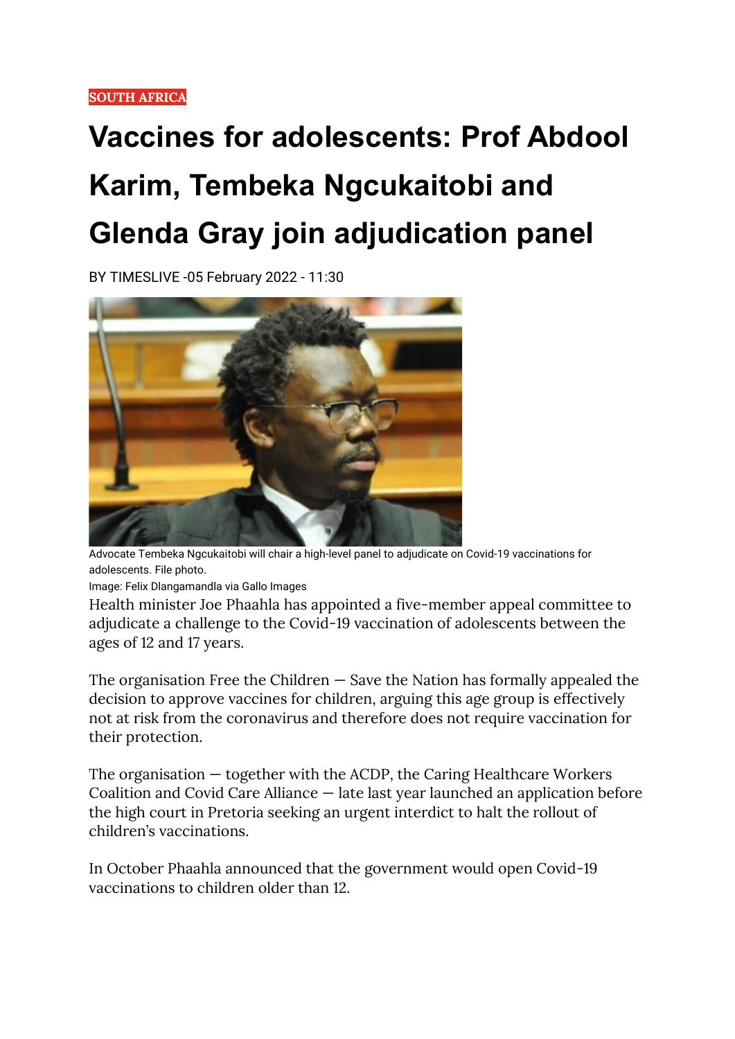SOUTH AFRICA

# Vaccines for adolescents: Prof Abdool Karim, Tembeka Ngcukaitobi and Glenda Gray join adjudication panel

BY TIMESLIVE -05 February 2022 - 11:30

Advocate Tembeka Ngcukaitobi will chair a high-level panel to adjudicate on Covid-19 vaccinations for adolescents. File photo.

Image: Felix Dlangamandla via Gallo Images

Health minister Joe Phaahla has appointed a five-member appeal committee to adjudicate a challenge to the Covid-19 vaccination of adolescents between the ages of 12 and 17 years.

The organisation Free the Children — Save the Nation has formally appealed the decision to approve vaccines for children, arguing this age group is effectively not at risk from the coronavirus and therefore does not require vaccination for their protection.

The organisation — together with the ACDP, the Caring Healthcare Workers Coalition and Covid Care Alliance — late last year launched an application before the high court in Pretoria seeking an urgent interdict to halt the rollout of children's vaccinations.

In October Phaahla announced that the government would open Covid-19 vaccinations to children older than 12.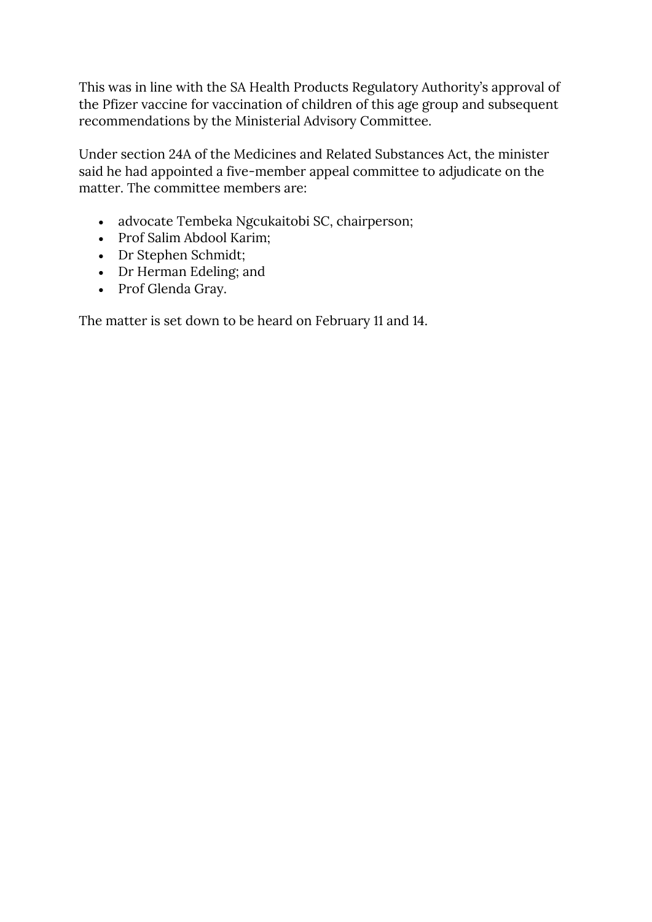This was in line with the SA Health Products Regulatory Authority's approval of the Pfizer vaccine for vaccination of children of this age group and subsequent recommendations by the Ministerial Advisory Committee.

Under section 24A of the Medicines and Related Substances Act, the minister said he had appointed a five-member appeal committee to adjudicate on the matter. The committee members are:

- advocate Tembeka Ngcukaitobi SC, chairperson;
- Prof Salim Abdool Karim;
- Dr Stephen Schmidt;
- Dr Herman Edeling; and
- Prof Glenda Gray.

The matter is set down to be heard on February 11 and 14.